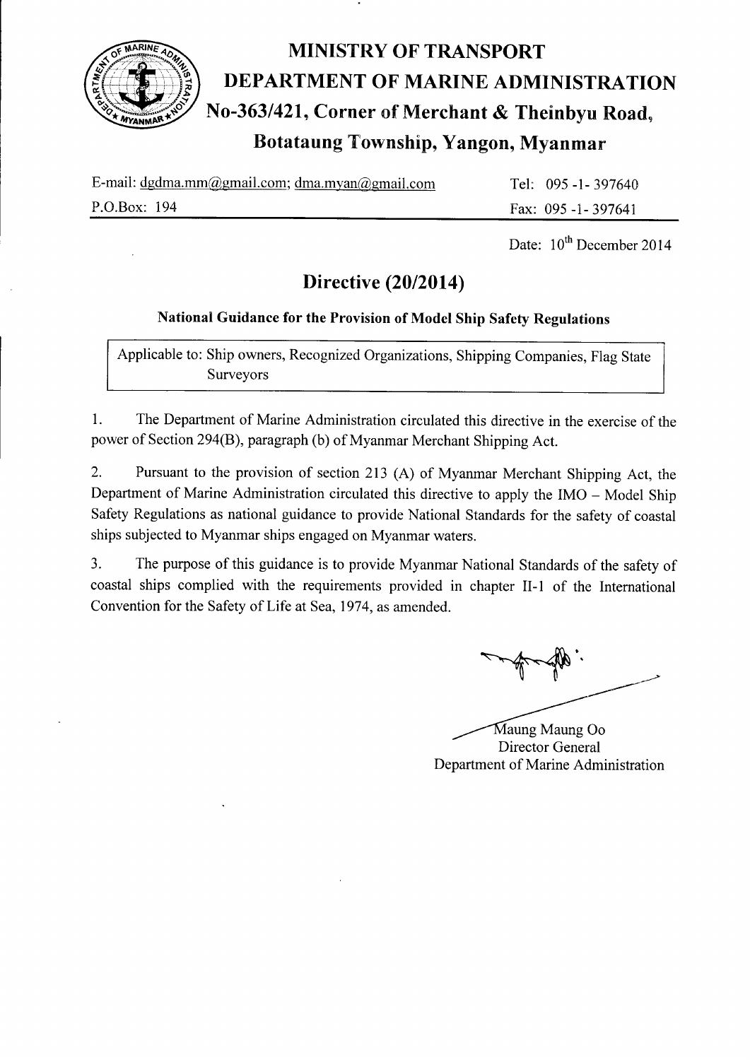# MINISTRY OF TRANSPORT

# DEPARTMENT OF MARINE ADMINISTRATION

## No-363/421, Corner of Merchant & Theinbyu Road, Botataung Township, Yangon, Myanmar

E-mail: dgdma.mm@gmail.com; dma.myan@gmail.com | Tel: 095 -1- 397640

P.O.Box: 194 | Fax: 095 -1- 397641

Date: 10th December 2014

## Directive (20/2014)

**National Guidance for the Provision of Model Ship Safety Regulations**

Applicable to: Ship owners, Recognized Organizations, Shipping Companies, Flag State Surveyors

1. The Department of Marine Administration circulated this directive in the exercise of the power of Section 294(B), paragraph (b) of Myanmar Merchant Shipping Act.

2. Pursuant to the provision of section 213 (A) of Myanmar Merchant Shipping Act, the Department of Marine Administration circulated this directive to apply the IMO – Model Ship Safety Regulations as national guidance to provide National Standards for the safety of coastal ships subjected to Myanmar ships engaged on Myanmar waters.

3. The purpose of this guidance is to provide Myanmar National Standards of the safety of coastal ships complied with the requirements provided in chapter II-1 of the International Convention for the Safety of Life at Sea, 1974, as amended.

Maung Maung Oo
Director General
Department of Marine Administration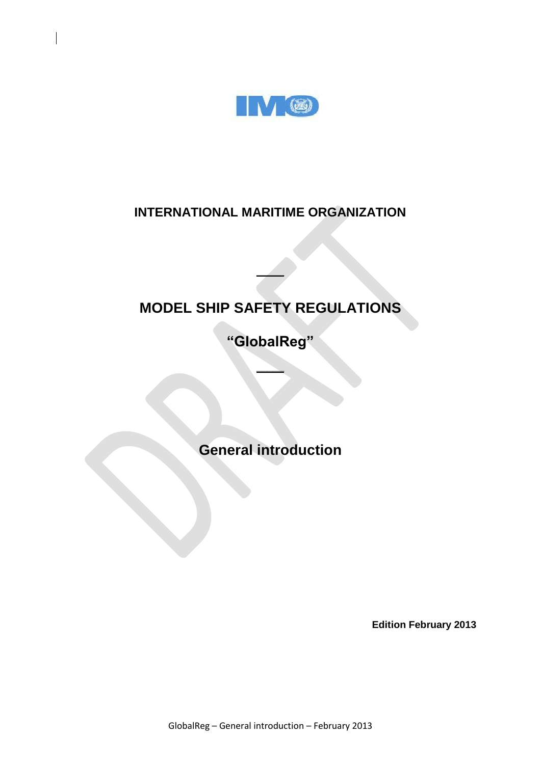**INTERNATIONAL MARITIME ORGANIZATION**

# MODEL SHIP SAFETY REGULATIONS

# "GlobalReg"

## General introduction

**Edition February 2013**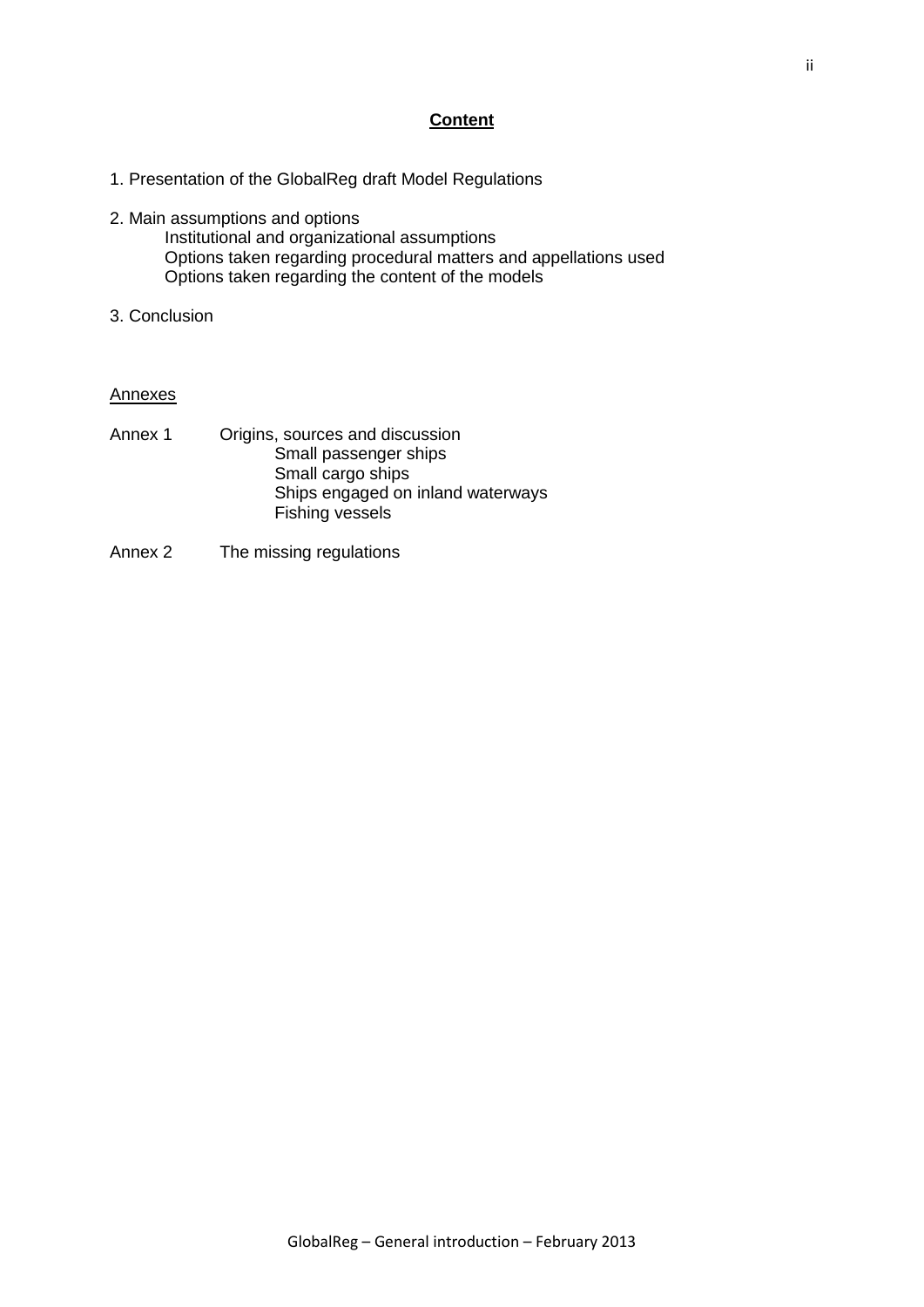## **Content**

1. Presentation of the GlobalReg draft Model Regulations

2. Main assumptions and options
   - Institutional and organizational assumptions
   - Options taken regarding procedural matters and appellations used
   - Options taken regarding the content of the models

3. Conclusion

Annexes

Annex 1 Origins, sources and discussion
- Small passenger ships
- Small cargo ships
- Ships engaged on inland waterways
- Fishing vessels

Annex 2 The missing regulations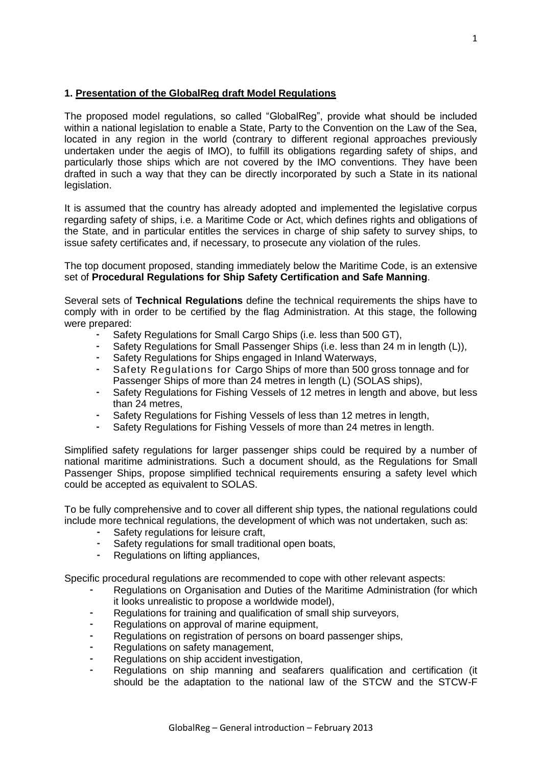## 1. Presentation of the GlobalReg draft Model Regulations

The proposed model regulations, so called "GlobalReg", provide what should be included within a national legislation to enable a State, Party to the Convention on the Law of the Sea, located in any region in the world (contrary to different regional approaches previously undertaken under the aegis of IMO), to fulfill its obligations regarding safety of ships, and particularly those ships which are not covered by the IMO conventions. They have been drafted in such a way that they can be directly incorporated by such a State in its national legislation.

It is assumed that the country has already adopted and implemented the legislative corpus regarding safety of ships, i.e. a Maritime Code or Act, which defines rights and obligations of the State, and in particular entitles the services in charge of ship safety to survey ships, to issue safety certificates and, if necessary, to prosecute any violation of the rules.

The top document proposed, standing immediately below the Maritime Code, is an extensive set of **Procedural Regulations for Ship Safety Certification and Safe Manning**.

Several sets of **Technical Regulations** define the technical requirements the ships have to comply with in order to be certified by the flag Administration. At this stage, the following were prepared:

- Safety Regulations for Small Cargo Ships (i.e. less than 500 GT),
- Safety Regulations for Small Passenger Ships (i.e. less than 24 m in length (L)),
- Safety Regulations for Ships engaged in Inland Waterways,
- Safety Regulations for Cargo Ships of more than 500 gross tonnage and for Passenger Ships of more than 24 metres in length (L) (SOLAS ships),
- Safety Regulations for Fishing Vessels of 12 metres in length and above, but less than 24 metres,
- Safety Regulations for Fishing Vessels of less than 12 metres in length,
- Safety Regulations for Fishing Vessels of more than 24 metres in length.

Simplified safety regulations for larger passenger ships could be required by a number of national maritime administrations. Such a document should, as the Regulations for Small Passenger Ships, propose simplified technical requirements ensuring a safety level which could be accepted as equivalent to SOLAS.

To be fully comprehensive and to cover all different ship types, the national regulations could include more technical regulations, the development of which was not undertaken, such as:

- Safety regulations for leisure craft,
- Safety regulations for small traditional open boats,
- Regulations on lifting appliances,

Specific procedural regulations are recommended to cope with other relevant aspects:

- Regulations on Organisation and Duties of the Maritime Administration (for which it looks unrealistic to propose a worldwide model),
- Regulations for training and qualification of small ship surveyors,
- Regulations on approval of marine equipment,
- Regulations on registration of persons on board passenger ships,
- Regulations on safety management,
- Regulations on ship accident investigation,
- Regulations on ship manning and seafarers qualification and certification (it should be the adaptation to the national law of the STCW and the STCW-F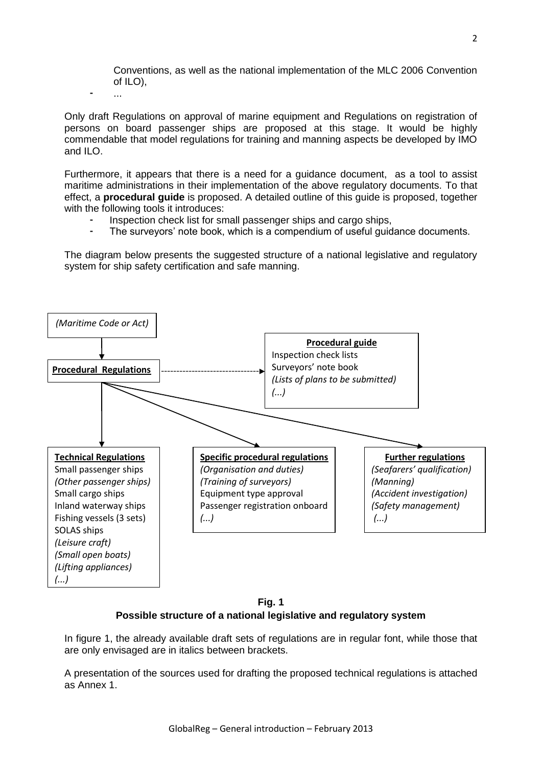Conventions, as well as the national implementation of the MLC 2006 Convention of ILO),

- ...

Only draft Regulations on approval of marine equipment and Regulations on registration of persons on board passenger ships are proposed at this stage. It would be highly commendable that model regulations for training and manning aspects be developed by IMO and ILO.

Furthermore, it appears that there is a need for a guidance document, as a tool to assist maritime administrations in their implementation of the above regulatory documents. To that effect, a **procedural guide** is proposed. A detailed outline of this guide is proposed, together with the following tools it introduces:

- Inspection check list for small passenger ships and cargo ships,
- The surveyors' note book, which is a compendium of useful guidance documents.

The diagram below presents the suggested structure of a national legislative and regulatory system for ship safety certification and safe manning.

*(Maritime Code or Act)*

**Procedural Regulations**

**Procedural guide**
Inspection check lists
Surveyors' note book
*(Lists of plans to be submitted)*
*(...)*

**Technical Regulations**
Small passenger ships
*(Other passenger ships)*
Small cargo ships
Inland waterway ships
Fishing vessels (3 sets)
SOLAS ships
*(Leisure craft)*
*(Small open boats)*
*(Lifting appliances)*
*(...)*

**Specific procedural regulations**
*(Organisation and duties)*
*(Training of surveyors)*
Equipment type approval
Passenger registration onboard
*(...)*

**Further regulations**
*(Seafarers' qualification)*
*(Manning)*
*(Accident investigation)*
*(Safety management)*
*(...)*

**Fig. 1**
**Possible structure of a national legislative and regulatory system**

In figure 1, the already available draft sets of regulations are in regular font, while those that are only envisaged are in italics between brackets.

A presentation of the sources used for drafting the proposed technical regulations is attached as Annex 1.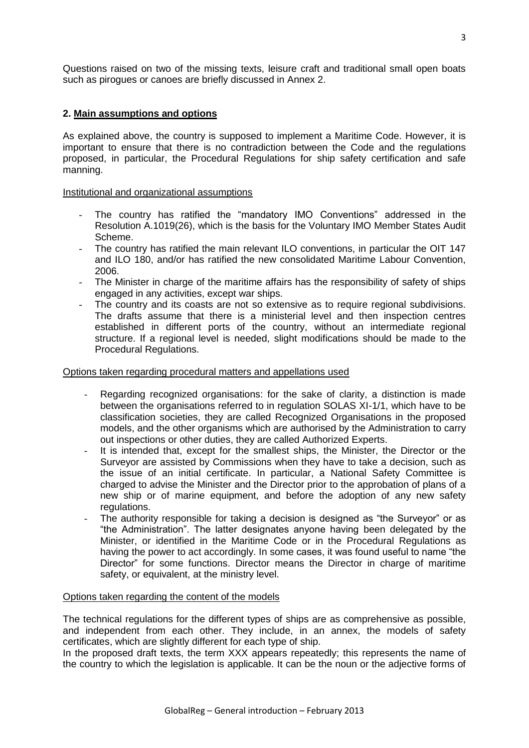Questions raised on two of the missing texts, leisure craft and traditional small open boats such as pirogues or canoes are briefly discussed in Annex 2.

## 2. Main assumptions and options

As explained above, the country is supposed to implement a Maritime Code. However, it is important to ensure that there is no contradiction between the Code and the regulations proposed, in particular, the Procedural Regulations for ship safety certification and safe manning.

### Institutional and organizational assumptions

- The country has ratified the "mandatory IMO Conventions" addressed in the Resolution A.1019(26), which is the basis for the Voluntary IMO Member States Audit Scheme.
- The country has ratified the main relevant ILO conventions, in particular the OIT 147 and ILO 180, and/or has ratified the new consolidated Maritime Labour Convention, 2006.
- The Minister in charge of the maritime affairs has the responsibility of safety of ships engaged in any activities, except war ships.
- The country and its coasts are not so extensive as to require regional subdivisions. The drafts assume that there is a ministerial level and then inspection centres established in different ports of the country, without an intermediate regional structure. If a regional level is needed, slight modifications should be made to the Procedural Regulations.

### Options taken regarding procedural matters and appellations used

- Regarding recognized organisations: for the sake of clarity, a distinction is made between the organisations referred to in regulation SOLAS XI-1/1, which have to be classification societies, they are called Recognized Organisations in the proposed models, and the other organisms which are authorised by the Administration to carry out inspections or other duties, they are called Authorized Experts.
- It is intended that, except for the smallest ships, the Minister, the Director or the Surveyor are assisted by Commissions when they have to take a decision, such as the issue of an initial certificate. In particular, a National Safety Committee is charged to advise the Minister and the Director prior to the approbation of plans of a new ship or of marine equipment, and before the adoption of any new safety regulations.
- The authority responsible for taking a decision is designed as "the Surveyor" or as "the Administration". The latter designates anyone having been delegated by the Minister, or identified in the Maritime Code or in the Procedural Regulations as having the power to act accordingly. In some cases, it was found useful to name "the Director" for some functions. Director means the Director in charge of maritime safety, or equivalent, at the ministry level.

### Options taken regarding the content of the models

The technical regulations for the different types of ships are as comprehensive as possible, and independent from each other. They include, in an annex, the models of safety certificates, which are slightly different for each type of ship.

In the proposed draft texts, the term XXX appears repeatedly; this represents the name of the country to which the legislation is applicable. It can be the noun or the adjective forms of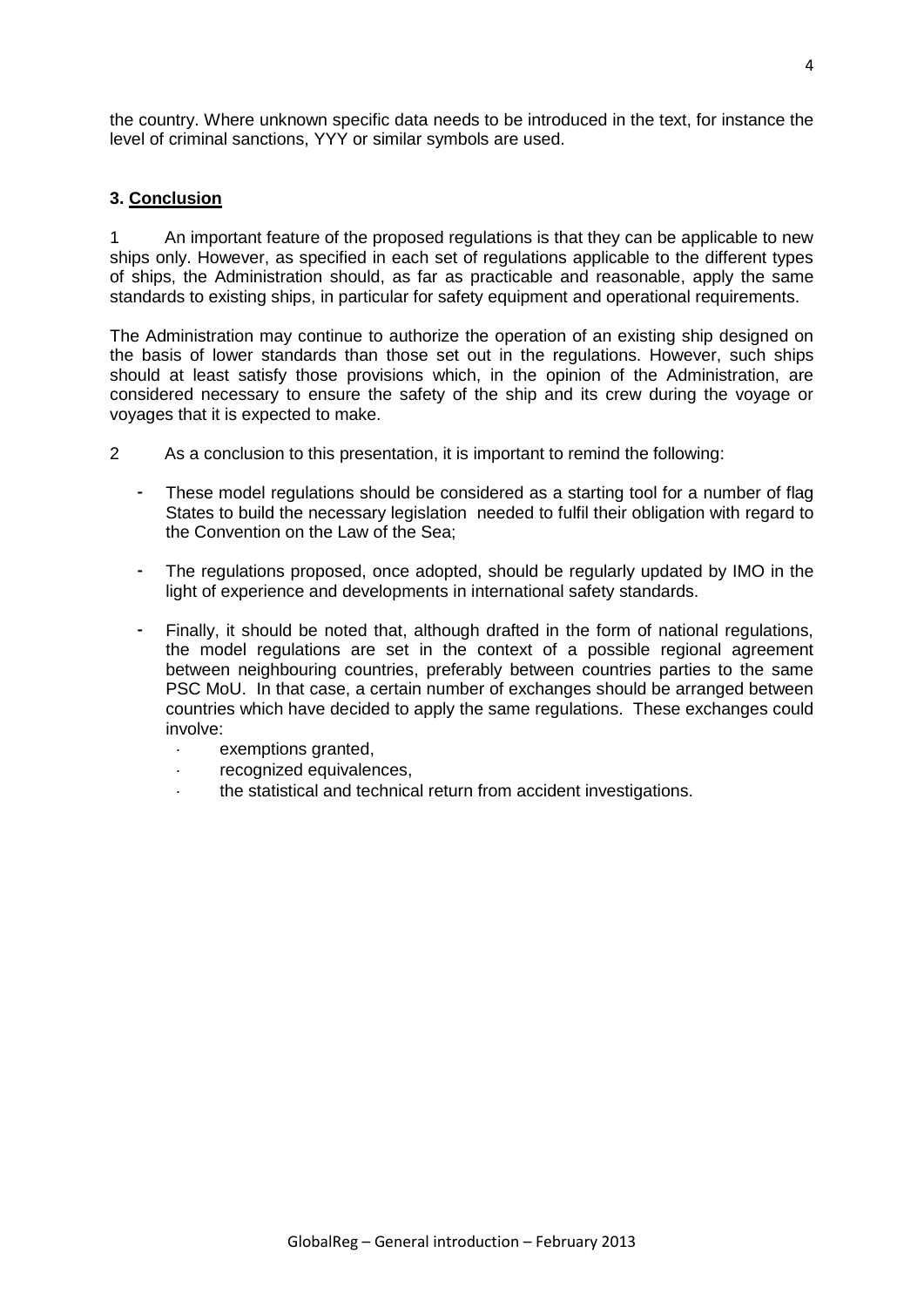the country. Where unknown specific data needs to be introduced in the text, for instance the level of criminal sanctions, YYY or similar symbols are used.

### 3. Conclusion

1 An important feature of the proposed regulations is that they can be applicable to new ships only. However, as specified in each set of regulations applicable to the different types of ships, the Administration should, as far as practicable and reasonable, apply the same standards to existing ships, in particular for safety equipment and operational requirements.

The Administration may continue to authorize the operation of an existing ship designed on the basis of lower standards than those set out in the regulations. However, such ships should at least satisfy those provisions which, in the opinion of the Administration, are considered necessary to ensure the safety of the ship and its crew during the voyage or voyages that it is expected to make.

2 As a conclusion to this presentation, it is important to remind the following:

- These model regulations should be considered as a starting tool for a number of flag States to build the necessary legislation needed to fulfil their obligation with regard to the Convention on the Law of the Sea;
- The regulations proposed, once adopted, should be regularly updated by IMO in the light of experience and developments in international safety standards.
- Finally, it should be noted that, although drafted in the form of national regulations, the model regulations are set in the context of a possible regional agreement between neighbouring countries, preferably between countries parties to the same PSC MoU. In that case, a certain number of exchanges should be arranged between countries which have decided to apply the same regulations. These exchanges could involve:
  - exemptions granted,
  - recognized equivalences,
  - the statistical and technical return from accident investigations.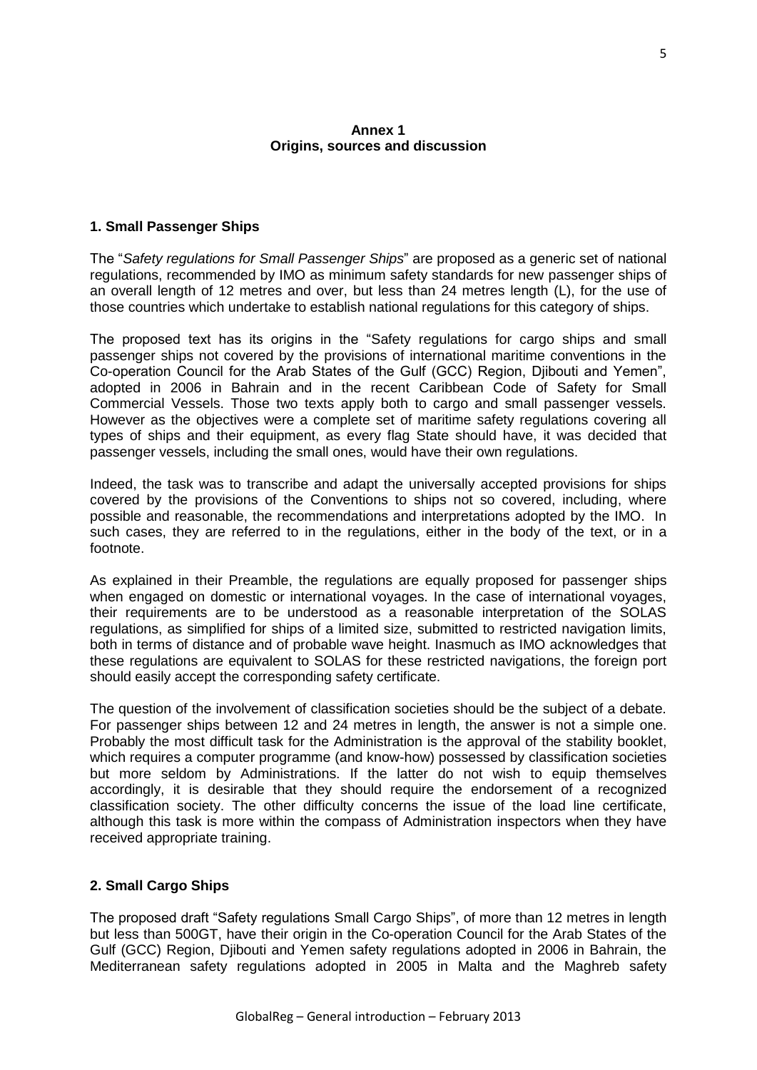**Annex 1**
**Origins, sources and discussion**

## 1. Small Passenger Ships

The "*Safety regulations for Small Passenger Ships*" are proposed as a generic set of national regulations, recommended by IMO as minimum safety standards for new passenger ships of an overall length of 12 metres and over, but less than 24 metres length (L), for the use of those countries which undertake to establish national regulations for this category of ships.

The proposed text has its origins in the "Safety regulations for cargo ships and small passenger ships not covered by the provisions of international maritime conventions in the Co-operation Council for the Arab States of the Gulf (GCC) Region, Djibouti and Yemen", adopted in 2006 in Bahrain and in the recent Caribbean Code of Safety for Small Commercial Vessels. Those two texts apply both to cargo and small passenger vessels. However as the objectives were a complete set of maritime safety regulations covering all types of ships and their equipment, as every flag State should have, it was decided that passenger vessels, including the small ones, would have their own regulations.

Indeed, the task was to transcribe and adapt the universally accepted provisions for ships covered by the provisions of the Conventions to ships not so covered, including, where possible and reasonable, the recommendations and interpretations adopted by the IMO. In such cases, they are referred to in the regulations, either in the body of the text, or in a footnote.

As explained in their Preamble, the regulations are equally proposed for passenger ships when engaged on domestic or international voyages. In the case of international voyages, their requirements are to be understood as a reasonable interpretation of the SOLAS regulations, as simplified for ships of a limited size, submitted to restricted navigation limits, both in terms of distance and of probable wave height. Inasmuch as IMO acknowledges that these regulations are equivalent to SOLAS for these restricted navigations, the foreign port should easily accept the corresponding safety certificate.

The question of the involvement of classification societies should be the subject of a debate. For passenger ships between 12 and 24 metres in length, the answer is not a simple one. Probably the most difficult task for the Administration is the approval of the stability booklet, which requires a computer programme (and know-how) possessed by classification societies but more seldom by Administrations. If the latter do not wish to equip themselves accordingly, it is desirable that they should require the endorsement of a recognized classification society. The other difficulty concerns the issue of the load line certificate, although this task is more within the compass of Administration inspectors when they have received appropriate training.

## 2. Small Cargo Ships

The proposed draft "Safety regulations Small Cargo Ships", of more than 12 metres in length but less than 500GT, have their origin in the Co-operation Council for the Arab States of the Gulf (GCC) Region, Djibouti and Yemen safety regulations adopted in 2006 in Bahrain, the Mediterranean safety regulations adopted in 2005 in Malta and the Maghreb safety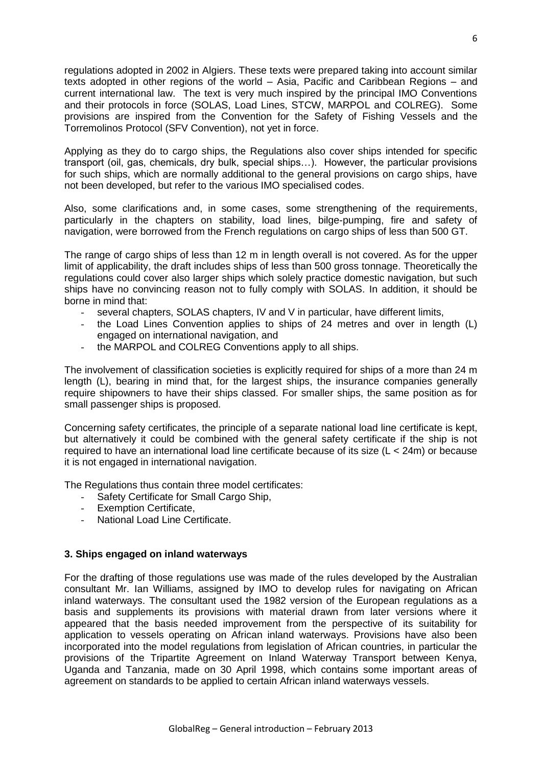regulations adopted in 2002 in Algiers. These texts were prepared taking into account similar texts adopted in other regions of the world – Asia, Pacific and Caribbean Regions – and current international law. The text is very much inspired by the principal IMO Conventions and their protocols in force (SOLAS, Load Lines, STCW, MARPOL and COLREG). Some provisions are inspired from the Convention for the Safety of Fishing Vessels and the Torremolinos Protocol (SFV Convention), not yet in force.

Applying as they do to cargo ships, the Regulations also cover ships intended for specific transport (oil, gas, chemicals, dry bulk, special ships…). However, the particular provisions for such ships, which are normally additional to the general provisions on cargo ships, have not been developed, but refer to the various IMO specialised codes.

Also, some clarifications and, in some cases, some strengthening of the requirements, particularly in the chapters on stability, load lines, bilge-pumping, fire and safety of navigation, were borrowed from the French regulations on cargo ships of less than 500 GT.

The range of cargo ships of less than 12 m in length overall is not covered. As for the upper limit of applicability, the draft includes ships of less than 500 gross tonnage. Theoretically the regulations could cover also larger ships which solely practice domestic navigation, but such ships have no convincing reason not to fully comply with SOLAS. In addition, it should be borne in mind that:

- several chapters, SOLAS chapters, IV and V in particular, have different limits,
- the Load Lines Convention applies to ships of 24 metres and over in length (L) engaged on international navigation, and
- the MARPOL and COLREG Conventions apply to all ships.

The involvement of classification societies is explicitly required for ships of a more than 24 m length (L), bearing in mind that, for the largest ships, the insurance companies generally require shipowners to have their ships classed. For smaller ships, the same position as for small passenger ships is proposed.

Concerning safety certificates, the principle of a separate national load line certificate is kept, but alternatively it could be combined with the general safety certificate if the ship is not required to have an international load line certificate because of its size (L < 24m) or because it is not engaged in international navigation.

The Regulations thus contain three model certificates:

- Safety Certificate for Small Cargo Ship,
- Exemption Certificate,
- National Load Line Certificate.

### 3. Ships engaged on inland waterways

For the drafting of those regulations use was made of the rules developed by the Australian consultant Mr. Ian Williams, assigned by IMO to develop rules for navigating on African inland waterways. The consultant used the 1982 version of the European regulations as a basis and supplements its provisions with material drawn from later versions where it appeared that the basis needed improvement from the perspective of its suitability for application to vessels operating on African inland waterways. Provisions have also been incorporated into the model regulations from legislation of African countries, in particular the provisions of the Tripartite Agreement on Inland Waterway Transport between Kenya, Uganda and Tanzania, made on 30 April 1998, which contains some important areas of agreement on standards to be applied to certain African inland waterways vessels.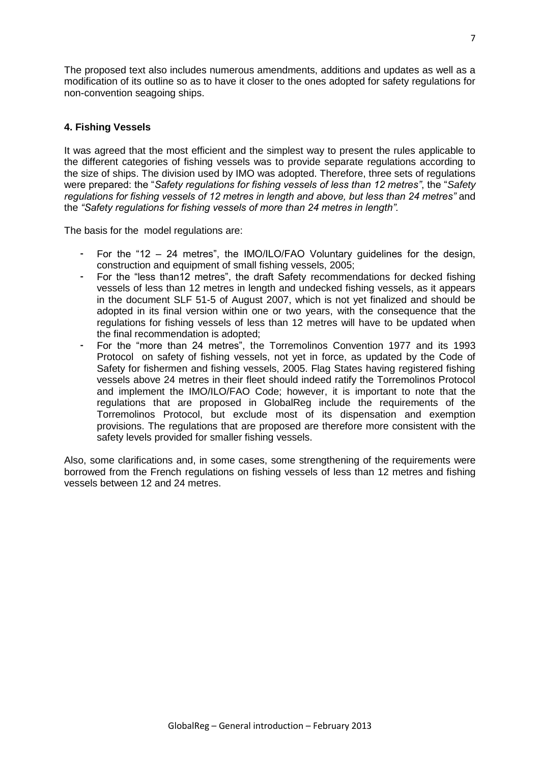The proposed text also includes numerous amendments, additions and updates as well as a modification of its outline so as to have it closer to the ones adopted for safety regulations for non-convention seagoing ships.

## 4. Fishing Vessels

It was agreed that the most efficient and the simplest way to present the rules applicable to the different categories of fishing vessels was to provide separate regulations according to the size of ships. The division used by IMO was adopted. Therefore, three sets of regulations were prepared: the "*Safety regulations for fishing vessels of less than 12 metres"*, the "*Safety regulations for fishing vessels of 12 metres in length and above, but less than 24 metres"* and the *"Safety regulations for fishing vessels of more than 24 metres in length".*

The basis for the model regulations are:

- For the "12 – 24 metres", the IMO/ILO/FAO Voluntary guidelines for the design, construction and equipment of small fishing vessels, 2005;
- For the "less than12 metres", the draft Safety recommendations for decked fishing vessels of less than 12 metres in length and undecked fishing vessels, as it appears in the document SLF 51-5 of August 2007, which is not yet finalized and should be adopted in its final version within one or two years, with the consequence that the regulations for fishing vessels of less than 12 metres will have to be updated when the final recommendation is adopted;
- For the "more than 24 metres", the Torremolinos Convention 1977 and its 1993 Protocol on safety of fishing vessels, not yet in force, as updated by the Code of Safety for fishermen and fishing vessels, 2005. Flag States having registered fishing vessels above 24 metres in their fleet should indeed ratify the Torremolinos Protocol and implement the IMO/ILO/FAO Code; however, it is important to note that the regulations that are proposed in GlobalReg include the requirements of the Torremolinos Protocol, but exclude most of its dispensation and exemption provisions. The regulations that are proposed are therefore more consistent with the safety levels provided for smaller fishing vessels.

Also, some clarifications and, in some cases, some strengthening of the requirements were borrowed from the French regulations on fishing vessels of less than 12 metres and fishing vessels between 12 and 24 metres.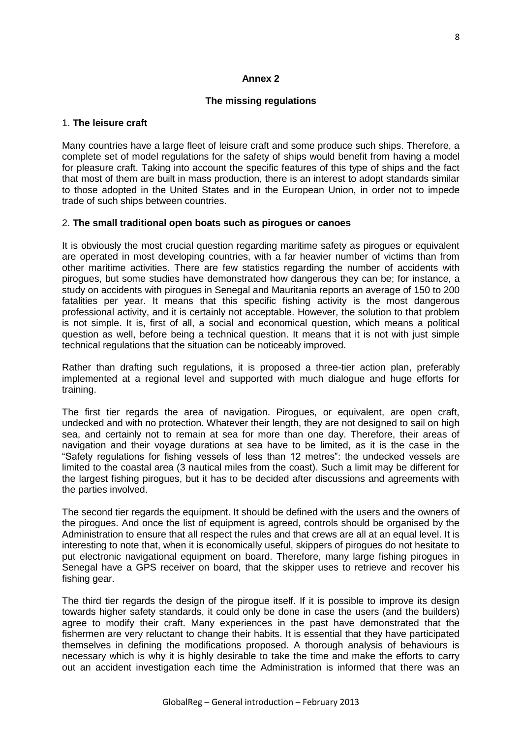## Annex 2

### The missing regulations

1. **The leisure craft**

Many countries have a large fleet of leisure craft and some produce such ships. Therefore, a complete set of model regulations for the safety of ships would benefit from having a model for pleasure craft. Taking into account the specific features of this type of ships and the fact that most of them are built in mass production, there is an interest to adopt standards similar to those adopted in the United States and in the European Union, in order not to impede trade of such ships between countries.

2. **The small traditional open boats such as pirogues or canoes**

It is obviously the most crucial question regarding maritime safety as pirogues or equivalent are operated in most developing countries, with a far heavier number of victims than from other maritime activities. There are few statistics regarding the number of accidents with pirogues, but some studies have demonstrated how dangerous they can be; for instance, a study on accidents with pirogues in Senegal and Mauritania reports an average of 150 to 200 fatalities per year. It means that this specific fishing activity is the most dangerous professional activity, and it is certainly not acceptable. However, the solution to that problem is not simple. It is, first of all, a social and economical question, which means a political question as well, before being a technical question. It means that it is not with just simple technical regulations that the situation can be noticeably improved.

Rather than drafting such regulations, it is proposed a three-tier action plan, preferably implemented at a regional level and supported with much dialogue and huge efforts for training.

The first tier regards the area of navigation. Pirogues, or equivalent, are open craft, undecked and with no protection. Whatever their length, they are not designed to sail on high sea, and certainly not to remain at sea for more than one day. Therefore, their areas of navigation and their voyage durations at sea have to be limited, as it is the case in the "Safety regulations for fishing vessels of less than 12 metres": the undecked vessels are limited to the coastal area (3 nautical miles from the coast). Such a limit may be different for the largest fishing pirogues, but it has to be decided after discussions and agreements with the parties involved.

The second tier regards the equipment. It should be defined with the users and the owners of the pirogues. And once the list of equipment is agreed, controls should be organised by the Administration to ensure that all respect the rules and that crews are all at an equal level. It is interesting to note that, when it is economically useful, skippers of pirogues do not hesitate to put electronic navigational equipment on board. Therefore, many large fishing pirogues in Senegal have a GPS receiver on board, that the skipper uses to retrieve and recover his fishing gear.

The third tier regards the design of the pirogue itself. If it is possible to improve its design towards higher safety standards, it could only be done in case the users (and the builders) agree to modify their craft. Many experiences in the past have demonstrated that the fishermen are very reluctant to change their habits. It is essential that they have participated themselves in defining the modifications proposed. A thorough analysis of behaviours is necessary which is why it is highly desirable to take the time and make the efforts to carry out an accident investigation each time the Administration is informed that there was an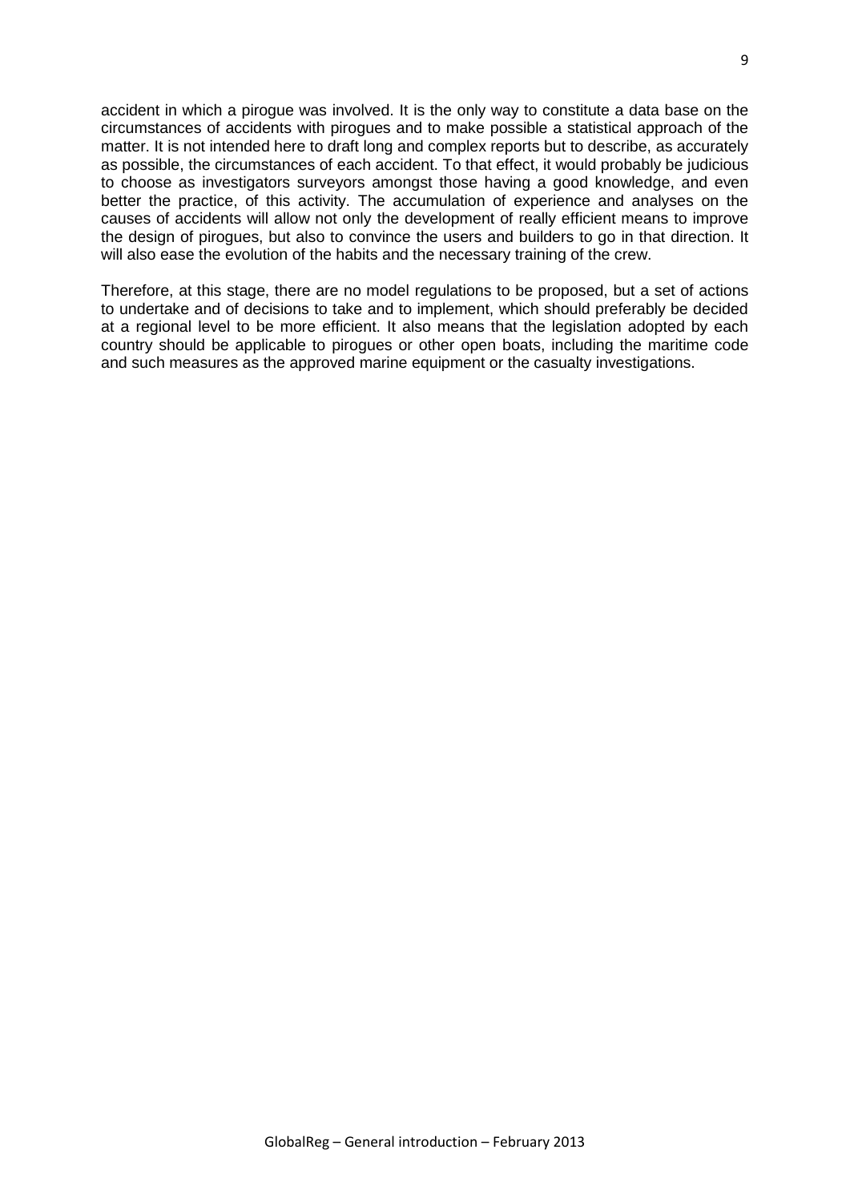accident in which a pirogue was involved. It is the only way to constitute a data base on the circumstances of accidents with pirogues and to make possible a statistical approach of the matter. It is not intended here to draft long and complex reports but to describe, as accurately as possible, the circumstances of each accident. To that effect, it would probably be judicious to choose as investigators surveyors amongst those having a good knowledge, and even better the practice, of this activity. The accumulation of experience and analyses on the causes of accidents will allow not only the development of really efficient means to improve the design of pirogues, but also to convince the users and builders to go in that direction. It will also ease the evolution of the habits and the necessary training of the crew.

Therefore, at this stage, there are no model regulations to be proposed, but a set of actions to undertake and of decisions to take and to implement, which should preferably be decided at a regional level to be more efficient. It also means that the legislation adopted by each country should be applicable to pirogues or other open boats, including the maritime code and such measures as the approved marine equipment or the casualty investigations.